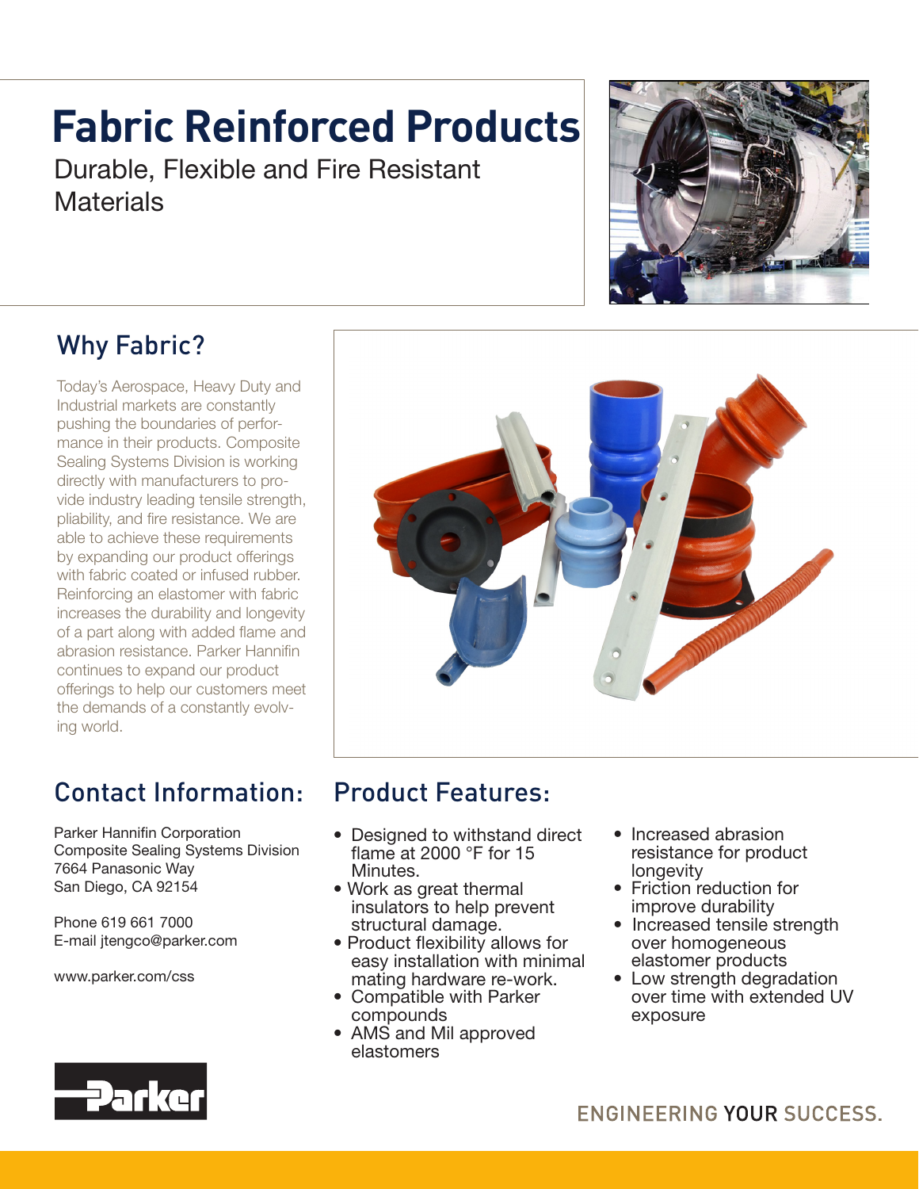# Fabric Reinforced Products

Durable, Flexible and Fire Resistant Materials

## Why Fabric?

Today's Aerospace, Heavy Duty and Industrial markets are constantly pushing the boundaries of performance in their products. Composite Sealing Systems Division is working directly with manufacturers to provide industry leading tensile strength, pliability, and fire resistance. We are able to achieve these requirements by expanding our product offerings with fabric coated or infused rubber. Reinforcing an elastomer with fabric increases the durability and longevity of a part along with added flame and abrasion resistance. Parker Hannifin continues to expand our product offerings to help our customers meet the demands of a constantly evolving world.

## Contact Information:

Parker Hannifin Corporation
Composite Sealing Systems Division
7664 Panasonic Way
San Diego, CA 92154

Phone 619 661 7000
E-mail jtengco@parker.com

www.parker.com/css

## Product Features:

- Designed to withstand direct flame at 2000 °F for 15 Minutes.
- Work as great thermal insulators to help prevent structural damage.
- Product flexibility allows for easy installation with minimal mating hardware re-work.
- Compatible with Parker compounds
- AMS and Mil approved elastomers
- Increased abrasion resistance for product longevity
- Friction reduction for improve durability
- Increased tensile strength over homogeneous elastomer products
- Low strength degradation over time with extended UV exposure

Parker

ENGINEERING YOUR SUCCESS.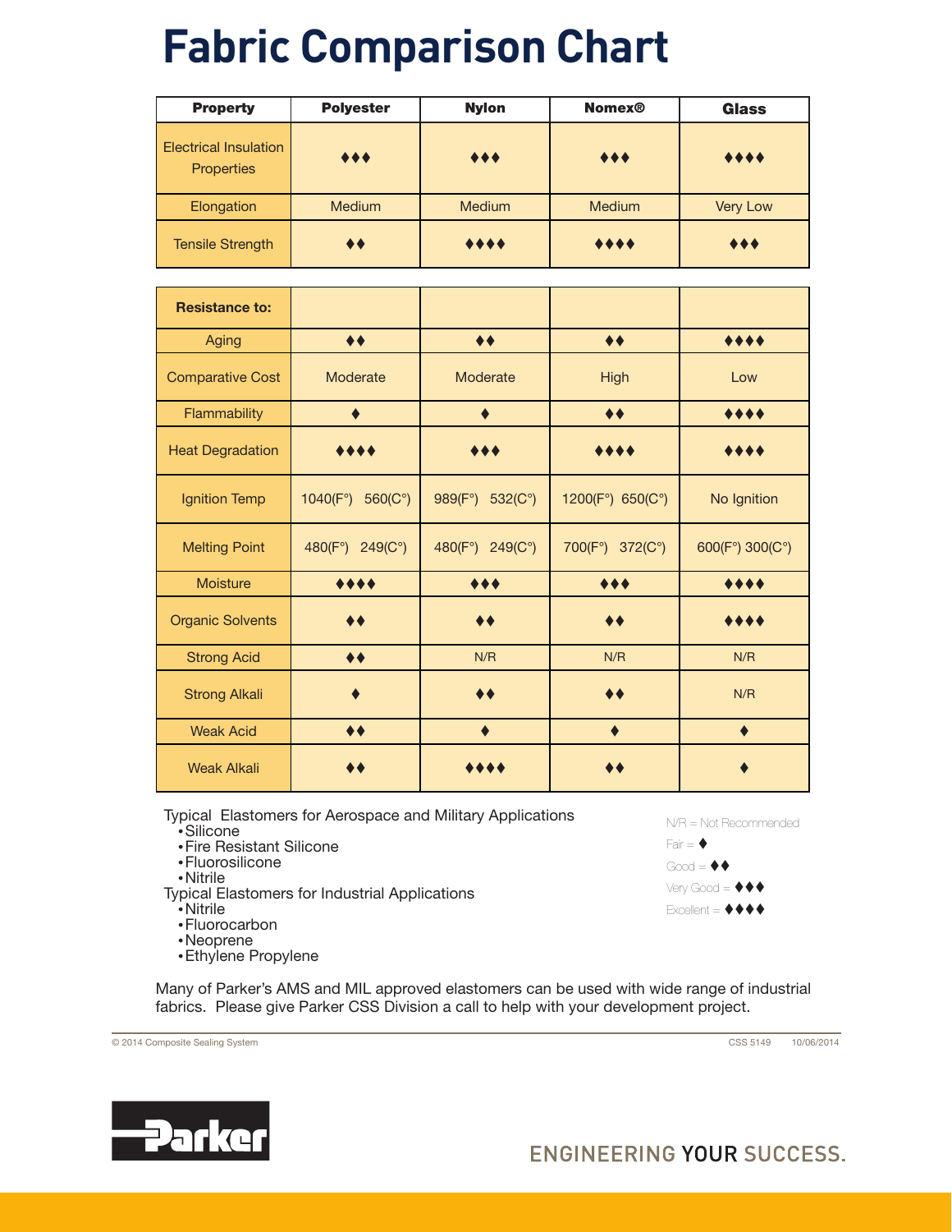# Fabric Comparison Chart

| Property | Polyester | Nylon | Nomex® | Glass |
|---|---|---|---|---|
| Electrical Insulation Properties | ♦♦♦ | ♦♦♦ | ♦♦♦ | ♦♦♦♦ |
| Elongation | Medium | Medium | Medium | Very Low |
| Tensile Strength | ♦♦ | ♦♦♦♦ | ♦♦♦♦ | ♦♦♦ |

| **Resistance to:** | | | | |
|---|---|---|---|---|
| Aging | ♦♦ | ♦♦ | ♦♦ | ♦♦♦♦ |
| Comparative Cost | Moderate | Moderate | High | Low |
| Flammability | ♦ | ♦ | ♦♦ | ♦♦♦♦ |
| Heat Degradation | ♦♦♦♦ | ♦♦♦ | ♦♦♦♦ | ♦♦♦♦ |
| Ignition Temp | 1040(F°) 560(C°) | 989(F°) 532(C°) | 1200(F°) 650(C°) | No Ignition |
| Melting Point | 480(F°) 249(C°) | 480(F°) 249(C°) | 700(F°) 372(C°) | 600(F°) 300(C°) |
| Moisture | ♦♦♦♦ | ♦♦♦ | ♦♦♦ | ♦♦♦♦ |
| Organic Solvents | ♦♦ | ♦♦ | ♦♦ | ♦♦♦♦ |
| Strong Acid | ♦♦ | N/R | N/R | N/R |
| Strong Alkali | ♦ | ♦♦ | ♦♦ | N/R |
| Weak Acid | ♦♦ | ♦ | ♦ | ♦ |
| Weak Alkali | ♦♦ | ♦♦♦♦ | ♦♦ | ♦ |

Typical Elastomers for Aerospace and Military Applications
- Silicone
- Fire Resistant Silicone
- Fluorosilicone
- Nitrile

Typical Elastomers for Industrial Applications
- Nitrile
- Fluorocarbon
- Neoprene
- Ethylene Propylene

N/R = Not Recommended
Fair = ♦
Good = ♦♦
Very Good = ♦♦♦
Excellent = ♦♦♦♦

Many of Parker's AMS and MIL approved elastomers can be used with wide range of industrial fabrics. Please give Parker CSS Division a call to help with your development project.

© 2014 Composite Sealing System CSS 5149 10/06/2014

Parker

ENGINEERING YOUR SUCCESS.